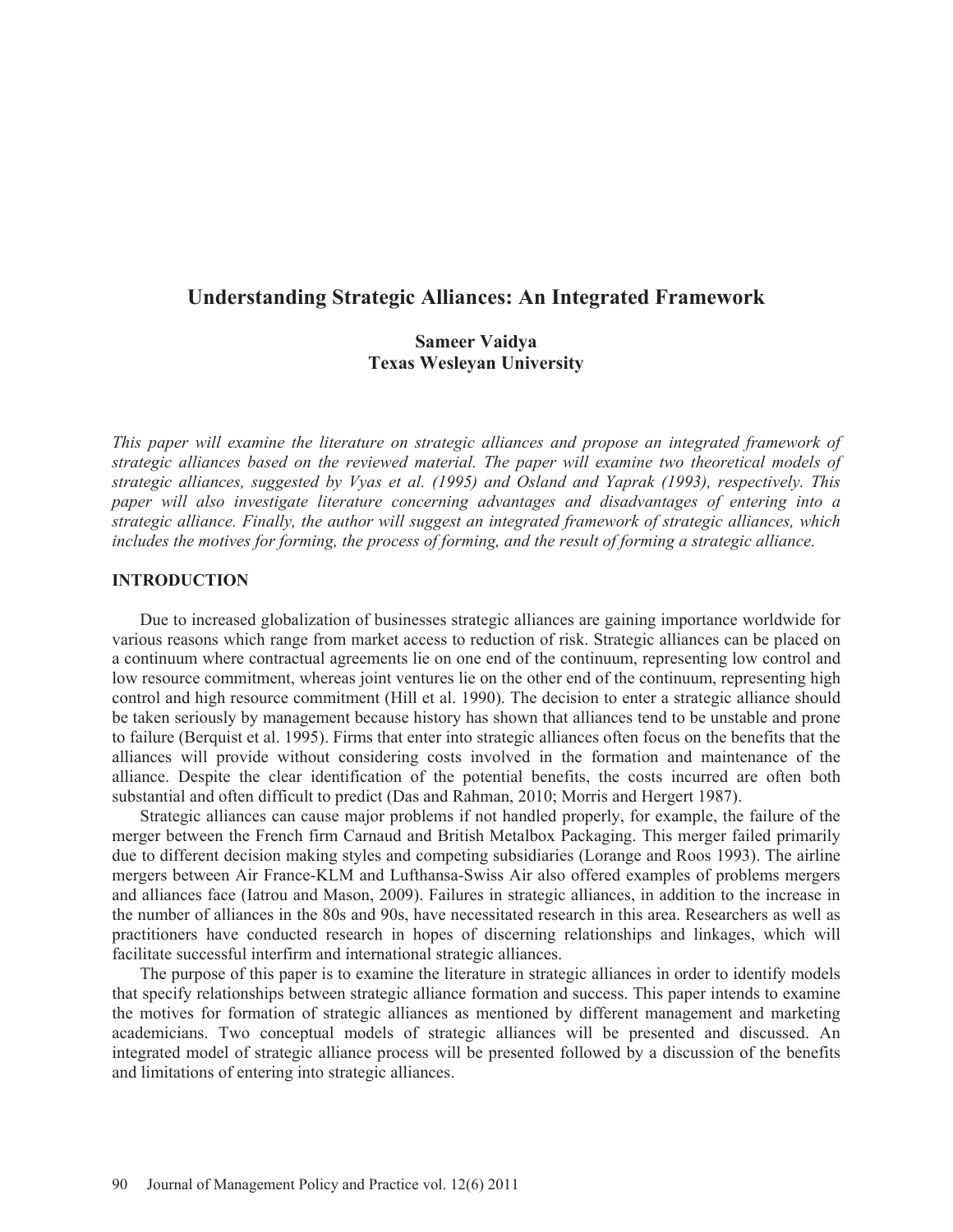# Understanding Strategic Alliances: An Integrated Framework

**Sameer Vaidya**
**Texas Wesleyan University**

*This paper will examine the literature on strategic alliances and propose an integrated framework of strategic alliances based on the reviewed material. The paper will examine two theoretical models of strategic alliances, suggested by Vyas et al. (1995) and Osland and Yaprak (1993), respectively. This paper will also investigate literature concerning advantages and disadvantages of entering into a strategic alliance. Finally, the author will suggest an integrated framework of strategic alliances, which includes the motives for forming, the process of forming, and the result of forming a strategic alliance.*

## INTRODUCTION

Due to increased globalization of businesses strategic alliances are gaining importance worldwide for various reasons which range from market access to reduction of risk. Strategic alliances can be placed on a continuum where contractual agreements lie on one end of the continuum, representing low control and low resource commitment, whereas joint ventures lie on the other end of the continuum, representing high control and high resource commitment (Hill et al. 1990). The decision to enter a strategic alliance should be taken seriously by management because history has shown that alliances tend to be unstable and prone to failure (Berquist et al. 1995). Firms that enter into strategic alliances often focus on the benefits that the alliances will provide without considering costs involved in the formation and maintenance of the alliance. Despite the clear identification of the potential benefits, the costs incurred are often both substantial and often difficult to predict (Das and Rahman, 2010; Morris and Hergert 1987).

Strategic alliances can cause major problems if not handled properly, for example, the failure of the merger between the French firm Carnaud and British Metalbox Packaging. This merger failed primarily due to different decision making styles and competing subsidiaries (Lorange and Roos 1993). The airline mergers between Air France-KLM and Lufthansa-Swiss Air also offered examples of problems mergers and alliances face (Iatrou and Mason, 2009). Failures in strategic alliances, in addition to the increase in the number of alliances in the 80s and 90s, have necessitated research in this area. Researchers as well as practitioners have conducted research in hopes of discerning relationships and linkages, which will facilitate successful interfirm and international strategic alliances.

The purpose of this paper is to examine the literature in strategic alliances in order to identify models that specify relationships between strategic alliance formation and success. This paper intends to examine the motives for formation of strategic alliances as mentioned by different management and marketing academicians. Two conceptual models of strategic alliances will be presented and discussed. An integrated model of strategic alliance process will be presented followed by a discussion of the benefits and limitations of entering into strategic alliances.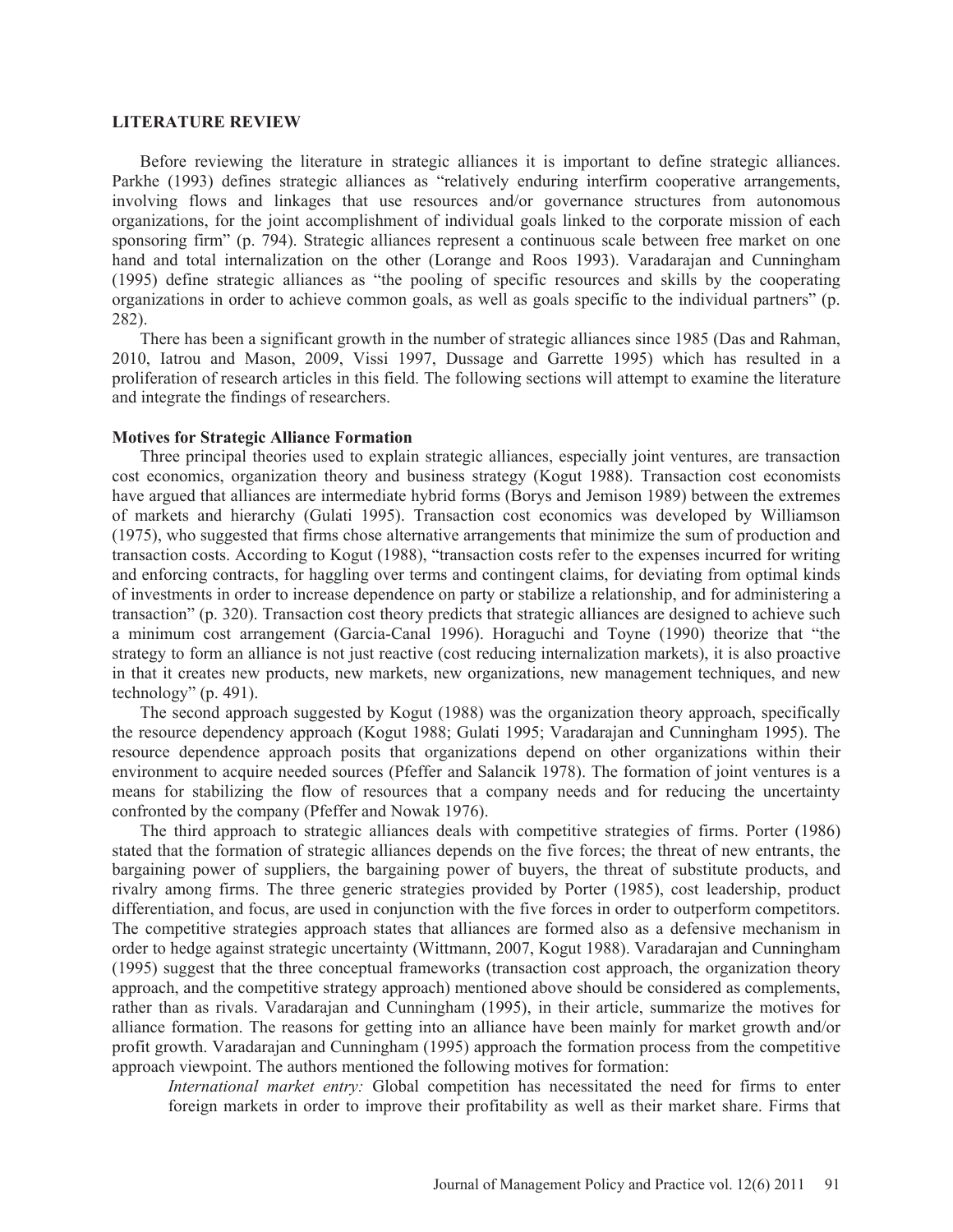## LITERATURE REVIEW

Before reviewing the literature in strategic alliances it is important to define strategic alliances. Parkhe (1993) defines strategic alliances as "relatively enduring interfirm cooperative arrangements, involving flows and linkages that use resources and/or governance structures from autonomous organizations, for the joint accomplishment of individual goals linked to the corporate mission of each sponsoring firm" (p. 794). Strategic alliances represent a continuous scale between free market on one hand and total internalization on the other (Lorange and Roos 1993). Varadarajan and Cunningham (1995) define strategic alliances as "the pooling of specific resources and skills by the cooperating organizations in order to achieve common goals, as well as goals specific to the individual partners" (p. 282).

There has been a significant growth in the number of strategic alliances since 1985 (Das and Rahman, 2010, Iatrou and Mason, 2009, Vissi 1997, Dussage and Garrette 1995) which has resulted in a proliferation of research articles in this field. The following sections will attempt to examine the literature and integrate the findings of researchers.

### Motives for Strategic Alliance Formation

Three principal theories used to explain strategic alliances, especially joint ventures, are transaction cost economics, organization theory and business strategy (Kogut 1988). Transaction cost economists have argued that alliances are intermediate hybrid forms (Borys and Jemison 1989) between the extremes of markets and hierarchy (Gulati 1995). Transaction cost economics was developed by Williamson (1975), who suggested that firms chose alternative arrangements that minimize the sum of production and transaction costs. According to Kogut (1988), "transaction costs refer to the expenses incurred for writing and enforcing contracts, for haggling over terms and contingent claims, for deviating from optimal kinds of investments in order to increase dependence on party or stabilize a relationship, and for administering a transaction" (p. 320). Transaction cost theory predicts that strategic alliances are designed to achieve such a minimum cost arrangement (Garcia-Canal 1996). Horaguchi and Toyne (1990) theorize that "the strategy to form an alliance is not just reactive (cost reducing internalization markets), it is also proactive in that it creates new products, new markets, new organizations, new management techniques, and new technology" (p. 491).

The second approach suggested by Kogut (1988) was the organization theory approach, specifically the resource dependency approach (Kogut 1988; Gulati 1995; Varadarajan and Cunningham 1995). The resource dependence approach posits that organizations depend on other organizations within their environment to acquire needed sources (Pfeffer and Salancik 1978). The formation of joint ventures is a means for stabilizing the flow of resources that a company needs and for reducing the uncertainty confronted by the company (Pfeffer and Nowak 1976).

The third approach to strategic alliances deals with competitive strategies of firms. Porter (1986) stated that the formation of strategic alliances depends on the five forces; the threat of new entrants, the bargaining power of suppliers, the bargaining power of buyers, the threat of substitute products, and rivalry among firms. The three generic strategies provided by Porter (1985), cost leadership, product differentiation, and focus, are used in conjunction with the five forces in order to outperform competitors. The competitive strategies approach states that alliances are formed also as a defensive mechanism in order to hedge against strategic uncertainty (Wittmann, 2007, Kogut 1988). Varadarajan and Cunningham (1995) suggest that the three conceptual frameworks (transaction cost approach, the organization theory approach, and the competitive strategy approach) mentioned above should be considered as complements, rather than as rivals. Varadarajan and Cunningham (1995), in their article, summarize the motives for alliance formation. The reasons for getting into an alliance have been mainly for market growth and/or profit growth. Varadarajan and Cunningham (1995) approach the formation process from the competitive approach viewpoint. The authors mentioned the following motives for formation:

*International market entry:* Global competition has necessitated the need for firms to enter foreign markets in order to improve their profitability as well as their market share. Firms that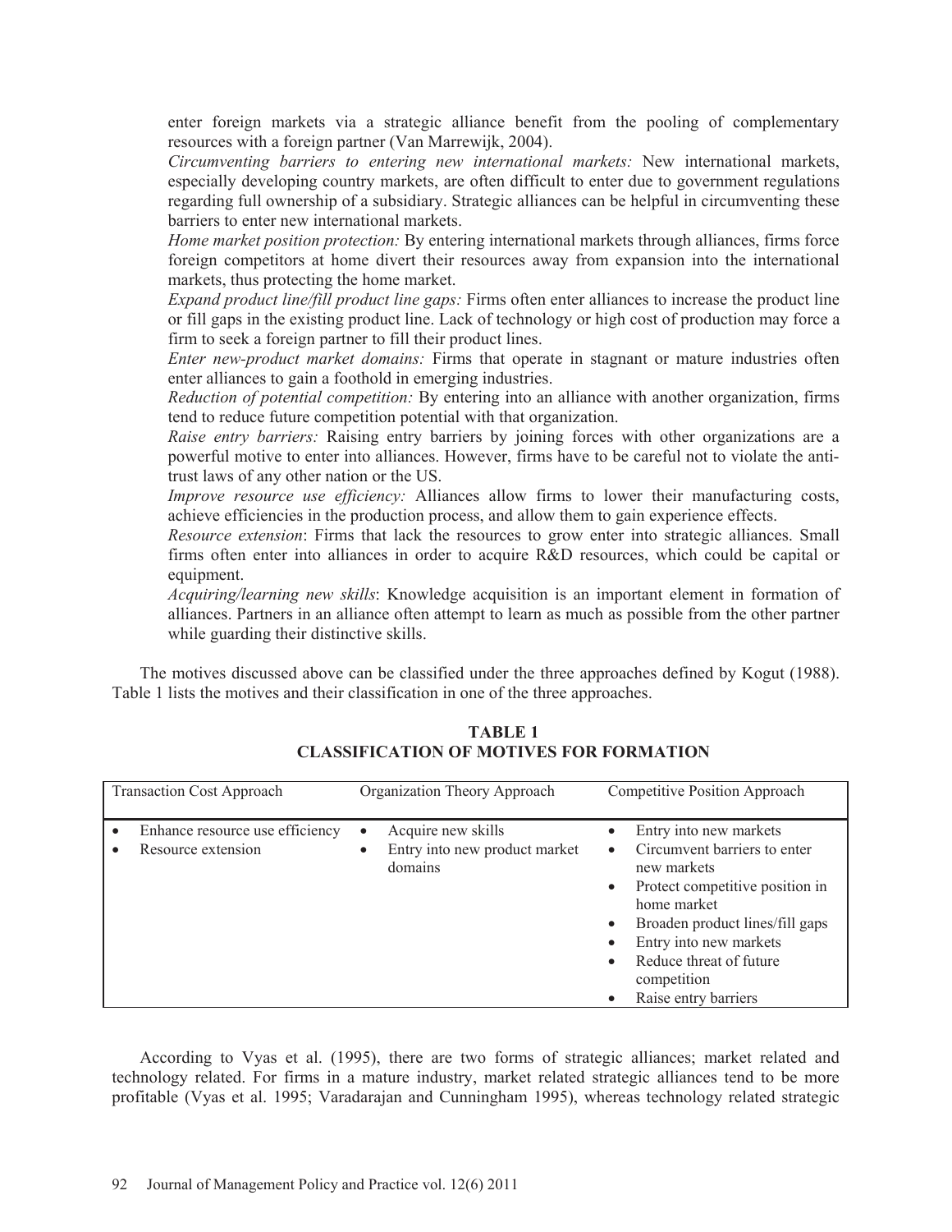enter foreign markets via a strategic alliance benefit from the pooling of complementary resources with a foreign partner (Van Marrewijk, 2004).

*Circumventing barriers to entering new international markets:* New international markets, especially developing country markets, are often difficult to enter due to government regulations regarding full ownership of a subsidiary. Strategic alliances can be helpful in circumventing these barriers to enter new international markets.

*Home market position protection:* By entering international markets through alliances, firms force foreign competitors at home divert their resources away from expansion into the international markets, thus protecting the home market.

*Expand product line/fill product line gaps:* Firms often enter alliances to increase the product line or fill gaps in the existing product line. Lack of technology or high cost of production may force a firm to seek a foreign partner to fill their product lines.

*Enter new-product market domains:* Firms that operate in stagnant or mature industries often enter alliances to gain a foothold in emerging industries.

*Reduction of potential competition:* By entering into an alliance with another organization, firms tend to reduce future competition potential with that organization.

*Raise entry barriers:* Raising entry barriers by joining forces with other organizations are a powerful motive to enter into alliances. However, firms have to be careful not to violate the anti-trust laws of any other nation or the US.

*Improve resource use efficiency:* Alliances allow firms to lower their manufacturing costs, achieve efficiencies in the production process, and allow them to gain experience effects.

*Resource extension*: Firms that lack the resources to grow enter into strategic alliances. Small firms often enter into alliances in order to acquire R&D resources, which could be capital or equipment.

*Acquiring/learning new skills*: Knowledge acquisition is an important element in formation of alliances. Partners in an alliance often attempt to learn as much as possible from the other partner while guarding their distinctive skills.

The motives discussed above can be classified under the three approaches defined by Kogut (1988). Table 1 lists the motives and their classification in one of the three approaches.

**TABLE 1**
**CLASSIFICATION OF MOTIVES FOR FORMATION**

| Transaction Cost Approach | Organization Theory Approach | Competitive Position Approach |
|---|---|---|
| • Enhance resource use efficiency<br>• Resource extension | • Acquire new skills<br>• Entry into new product market domains | • Entry into new markets<br>• Circumvent barriers to enter new markets<br>• Protect competitive position in home market<br>• Broaden product lines/fill gaps<br>• Entry into new markets<br>• Reduce threat of future competition<br>• Raise entry barriers |

According to Vyas et al. (1995), there are two forms of strategic alliances; market related and technology related. For firms in a mature industry, market related strategic alliances tend to be more profitable (Vyas et al. 1995; Varadarajan and Cunningham 1995), whereas technology related strategic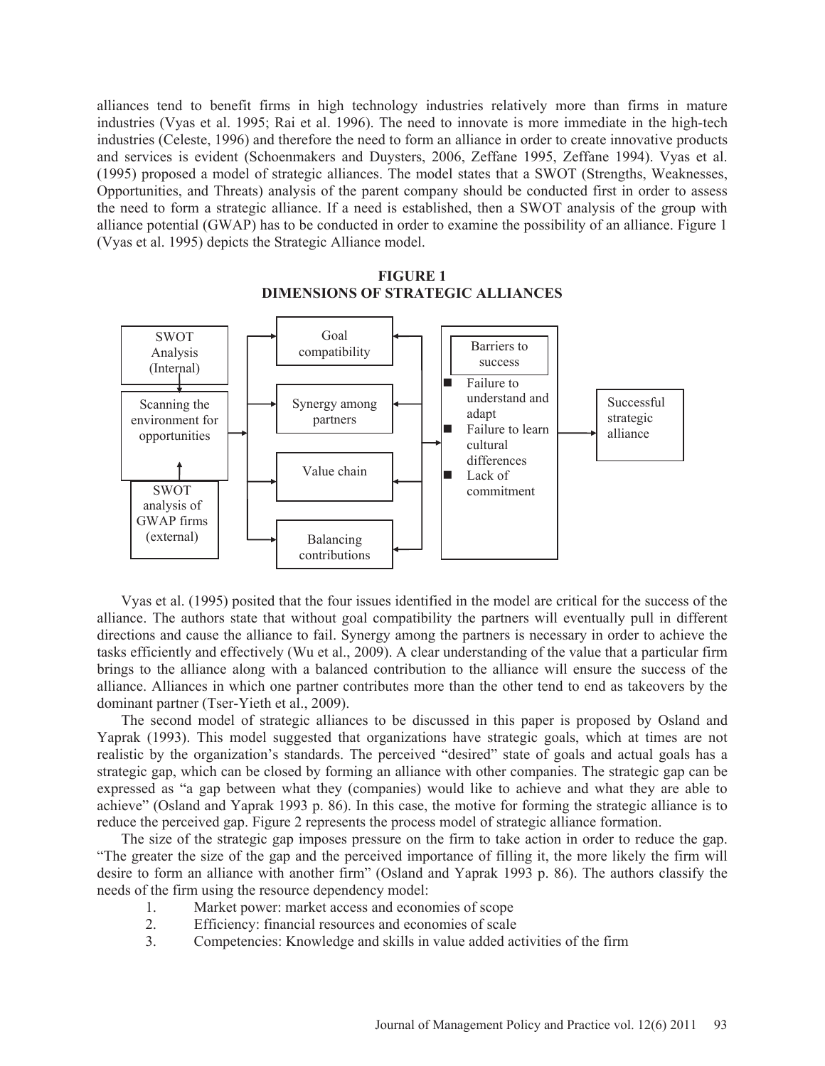alliances tend to benefit firms in high technology industries relatively more than firms in mature industries (Vyas et al. 1995; Rai et al. 1996). The need to innovate is more immediate in the high-tech industries (Celeste, 1996) and therefore the need to form an alliance in order to create innovative products and services is evident (Schoenmakers and Duysters, 2006, Zeffane 1995, Zeffane 1994). Vyas et al. (1995) proposed a model of strategic alliances. The model states that a SWOT (Strengths, Weaknesses, Opportunities, and Threats) analysis of the parent company should be conducted first in order to assess the need to form a strategic alliance. If a need is established, then a SWOT analysis of the group with alliance potential (GWAP) has to be conducted in order to examine the possibility of an alliance. Figure 1 (Vyas et al. 1995) depicts the Strategic Alliance model.

**FIGURE 1**
**DIMENSIONS OF STRATEGIC ALLIANCES**

SWOT Analysis (Internal)

Scanning the environment for opportunities

SWOT analysis of GWAP firms (external)

Goal compatibility

Synergy among partners

Value chain

Balancing contributions

Barriers to success

- Failure to understand and adapt
- Failure to learn cultural differences
- Lack of commitment

Successful strategic alliance

Vyas et al. (1995) posited that the four issues identified in the model are critical for the success of the alliance. The authors state that without goal compatibility the partners will eventually pull in different directions and cause the alliance to fail. Synergy among the partners is necessary in order to achieve the tasks efficiently and effectively (Wu et al., 2009). A clear understanding of the value that a particular firm brings to the alliance along with a balanced contribution to the alliance will ensure the success of the alliance. Alliances in which one partner contributes more than the other tend to end as takeovers by the dominant partner (Tser-Yieth et al., 2009).

The second model of strategic alliances to be discussed in this paper is proposed by Osland and Yaprak (1993). This model suggested that organizations have strategic goals, which at times are not realistic by the organization's standards. The perceived "desired" state of goals and actual goals has a strategic gap, which can be closed by forming an alliance with other companies. The strategic gap can be expressed as "a gap between what they (companies) would like to achieve and what they are able to achieve" (Osland and Yaprak 1993 p. 86). In this case, the motive for forming the strategic alliance is to reduce the perceived gap. Figure 2 represents the process model of strategic alliance formation.

The size of the strategic gap imposes pressure on the firm to take action in order to reduce the gap. "The greater the size of the gap and the perceived importance of filling it, the more likely the firm will desire to form an alliance with another firm" (Osland and Yaprak 1993 p. 86). The authors classify the needs of the firm using the resource dependency model:

1. Market power: market access and economies of scope
2. Efficiency: financial resources and economies of scale
3. Competencies: Knowledge and skills in value added activities of the firm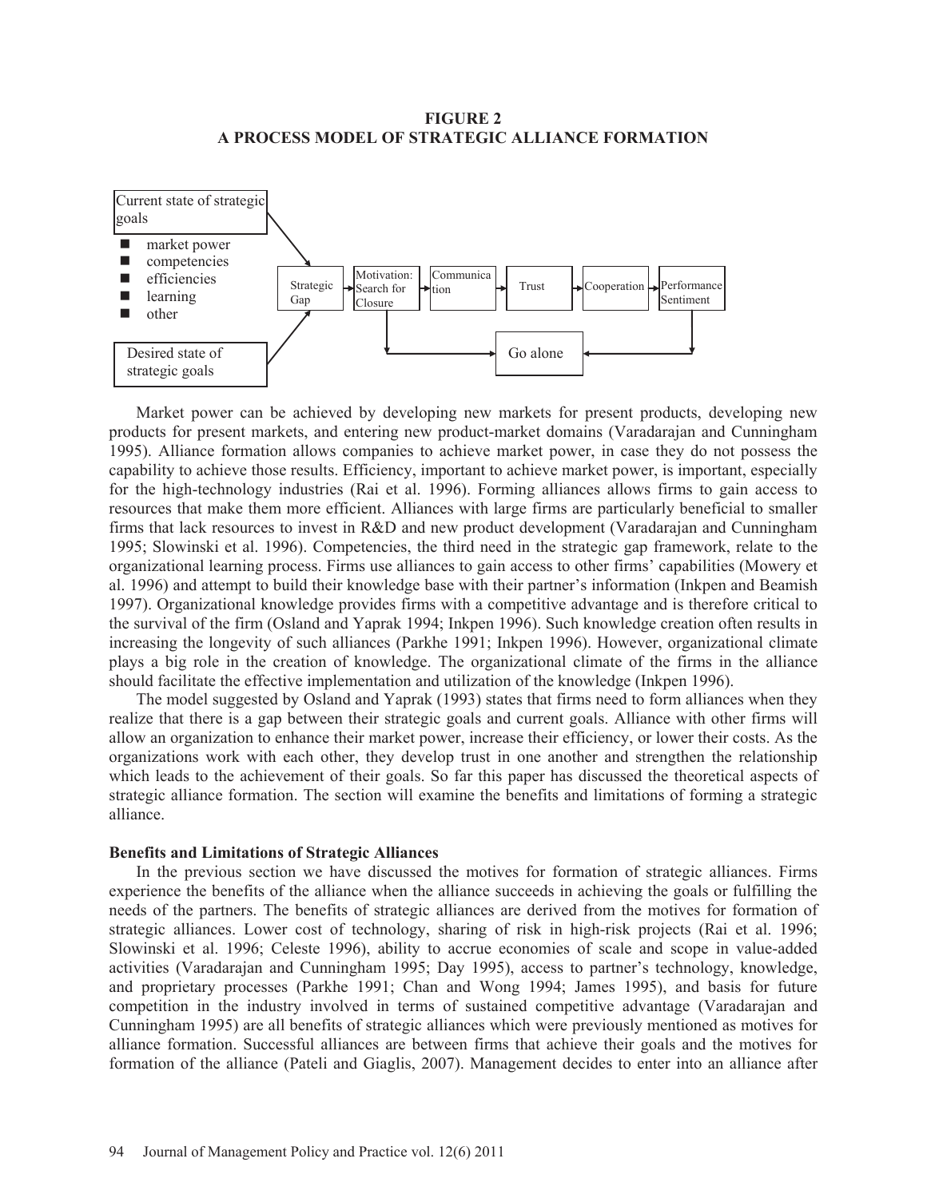**FIGURE 2**
**A PROCESS MODEL OF STRATEGIC ALLIANCE FORMATION**

Current state of strategic goals

- market power
- competencies
- efficiencies
- learning
- other

Desired state of strategic goals

Strategic Gap → Motivation: Search for Closure → Communication → Trust → Cooperation → Performance Sentiment

Go alone

Market power can be achieved by developing new markets for present products, developing new products for present markets, and entering new product-market domains (Varadarajan and Cunningham 1995). Alliance formation allows companies to achieve market power, in case they do not possess the capability to achieve those results. Efficiency, important to achieve market power, is important, especially for the high-technology industries (Rai et al. 1996). Forming alliances allows firms to gain access to resources that make them more efficient. Alliances with large firms are particularly beneficial to smaller firms that lack resources to invest in R&D and new product development (Varadarajan and Cunningham 1995; Slowinski et al. 1996). Competencies, the third need in the strategic gap framework, relate to the organizational learning process. Firms use alliances to gain access to other firms' capabilities (Mowery et al. 1996) and attempt to build their knowledge base with their partner's information (Inkpen and Beamish 1997). Organizational knowledge provides firms with a competitive advantage and is therefore critical to the survival of the firm (Osland and Yaprak 1994; Inkpen 1996). Such knowledge creation often results in increasing the longevity of such alliances (Parkhe 1991; Inkpen 1996). However, organizational climate plays a big role in the creation of knowledge. The organizational climate of the firms in the alliance should facilitate the effective implementation and utilization of the knowledge (Inkpen 1996).

The model suggested by Osland and Yaprak (1993) states that firms need to form alliances when they realize that there is a gap between their strategic goals and current goals. Alliance with other firms will allow an organization to enhance their market power, increase their efficiency, or lower their costs. As the organizations work with each other, they develop trust in one another and strengthen the relationship which leads to the achievement of their goals. So far this paper has discussed the theoretical aspects of strategic alliance formation. The section will examine the benefits and limitations of forming a strategic alliance.

**Benefits and Limitations of Strategic Alliances**

In the previous section we have discussed the motives for formation of strategic alliances. Firms experience the benefits of the alliance when the alliance succeeds in achieving the goals or fulfilling the needs of the partners. The benefits of strategic alliances are derived from the motives for formation of strategic alliances. Lower cost of technology, sharing of risk in high-risk projects (Rai et al. 1996; Slowinski et al. 1996; Celeste 1996), ability to accrue economies of scale and scope in value-added activities (Varadarajan and Cunningham 1995; Day 1995), access to partner's technology, knowledge, and proprietary processes (Parkhe 1991; Chan and Wong 1994; James 1995), and basis for future competition in the industry involved in terms of sustained competitive advantage (Varadarajan and Cunningham 1995) are all benefits of strategic alliances which were previously mentioned as motives for alliance formation. Successful alliances are between firms that achieve their goals and the motives for formation of the alliance (Pateli and Giaglis, 2007). Management decides to enter into an alliance after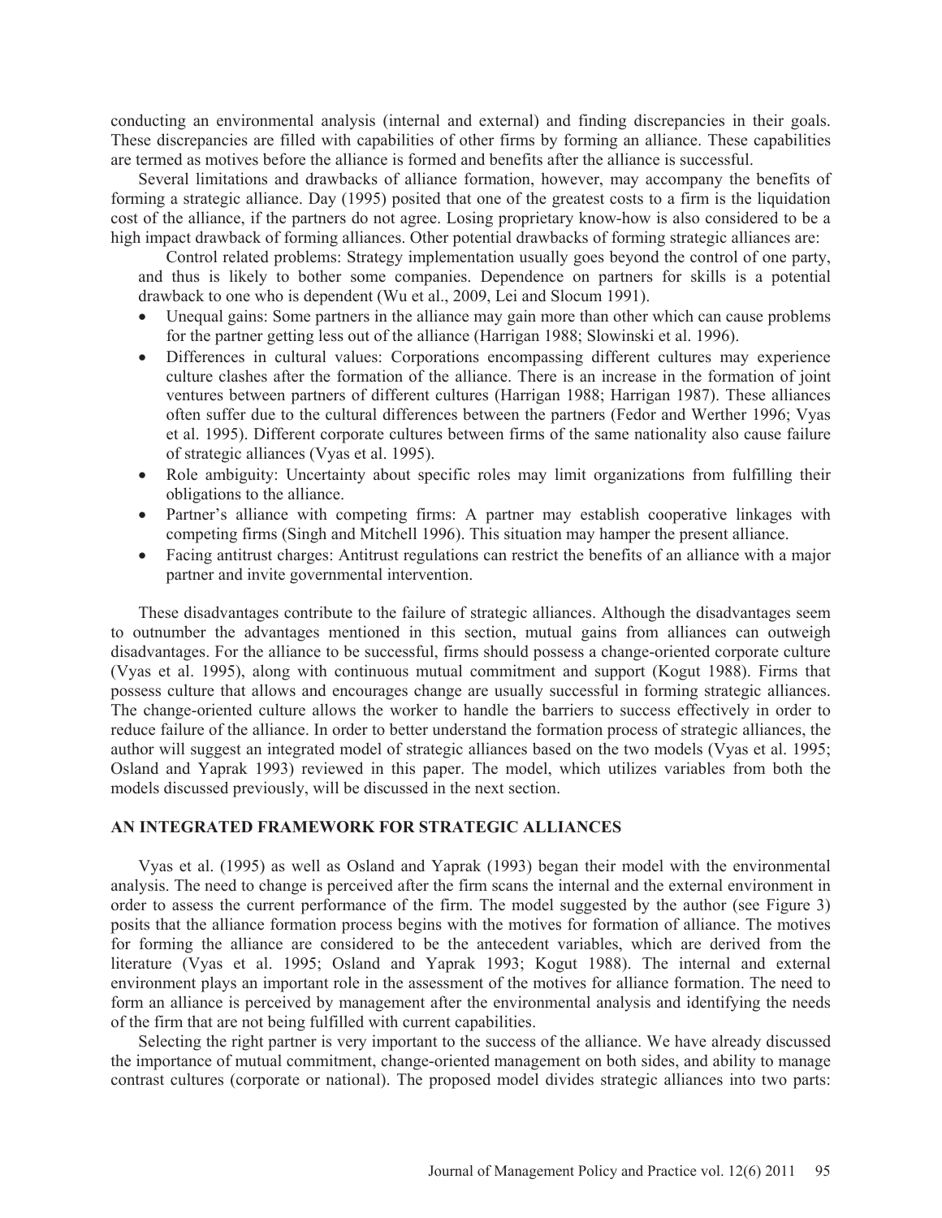conducting an environmental analysis (internal and external) and finding discrepancies in their goals. These discrepancies are filled with capabilities of other firms by forming an alliance. These capabilities are termed as motives before the alliance is formed and benefits after the alliance is successful.

Several limitations and drawbacks of alliance formation, however, may accompany the benefits of forming a strategic alliance. Day (1995) posited that one of the greatest costs to a firm is the liquidation cost of the alliance, if the partners do not agree. Losing proprietary know-how is also considered to be a high impact drawback of forming alliances. Other potential drawbacks of forming strategic alliances are:

Control related problems: Strategy implementation usually goes beyond the control of one party, and thus is likely to bother some companies. Dependence on partners for skills is a potential drawback to one who is dependent (Wu et al., 2009, Lei and Slocum 1991).

- Unequal gains: Some partners in the alliance may gain more than other which can cause problems for the partner getting less out of the alliance (Harrigan 1988; Slowinski et al. 1996).
- Differences in cultural values: Corporations encompassing different cultures may experience culture clashes after the formation of the alliance. There is an increase in the formation of joint ventures between partners of different cultures (Harrigan 1988; Harrigan 1987). These alliances often suffer due to the cultural differences between the partners (Fedor and Werther 1996; Vyas et al. 1995). Different corporate cultures between firms of the same nationality also cause failure of strategic alliances (Vyas et al. 1995).
- Role ambiguity: Uncertainty about specific roles may limit organizations from fulfilling their obligations to the alliance.
- Partner's alliance with competing firms: A partner may establish cooperative linkages with competing firms (Singh and Mitchell 1996). This situation may hamper the present alliance.
- Facing antitrust charges: Antitrust regulations can restrict the benefits of an alliance with a major partner and invite governmental intervention.

These disadvantages contribute to the failure of strategic alliances. Although the disadvantages seem to outnumber the advantages mentioned in this section, mutual gains from alliances can outweigh disadvantages. For the alliance to be successful, firms should possess a change-oriented corporate culture (Vyas et al. 1995), along with continuous mutual commitment and support (Kogut 1988). Firms that possess culture that allows and encourages change are usually successful in forming strategic alliances. The change-oriented culture allows the worker to handle the barriers to success effectively in order to reduce failure of the alliance. In order to better understand the formation process of strategic alliances, the author will suggest an integrated model of strategic alliances based on the two models (Vyas et al. 1995; Osland and Yaprak 1993) reviewed in this paper. The model, which utilizes variables from both the models discussed previously, will be discussed in the next section.

## AN INTEGRATED FRAMEWORK FOR STRATEGIC ALLIANCES

Vyas et al. (1995) as well as Osland and Yaprak (1993) began their model with the environmental analysis. The need to change is perceived after the firm scans the internal and the external environment in order to assess the current performance of the firm. The model suggested by the author (see Figure 3) posits that the alliance formation process begins with the motives for formation of alliance. The motives for forming the alliance are considered to be the antecedent variables, which are derived from the literature (Vyas et al. 1995; Osland and Yaprak 1993; Kogut 1988). The internal and external environment plays an important role in the assessment of the motives for alliance formation. The need to form an alliance is perceived by management after the environmental analysis and identifying the needs of the firm that are not being fulfilled with current capabilities.

Selecting the right partner is very important to the success of the alliance. We have already discussed the importance of mutual commitment, change-oriented management on both sides, and ability to manage contrast cultures (corporate or national). The proposed model divides strategic alliances into two parts: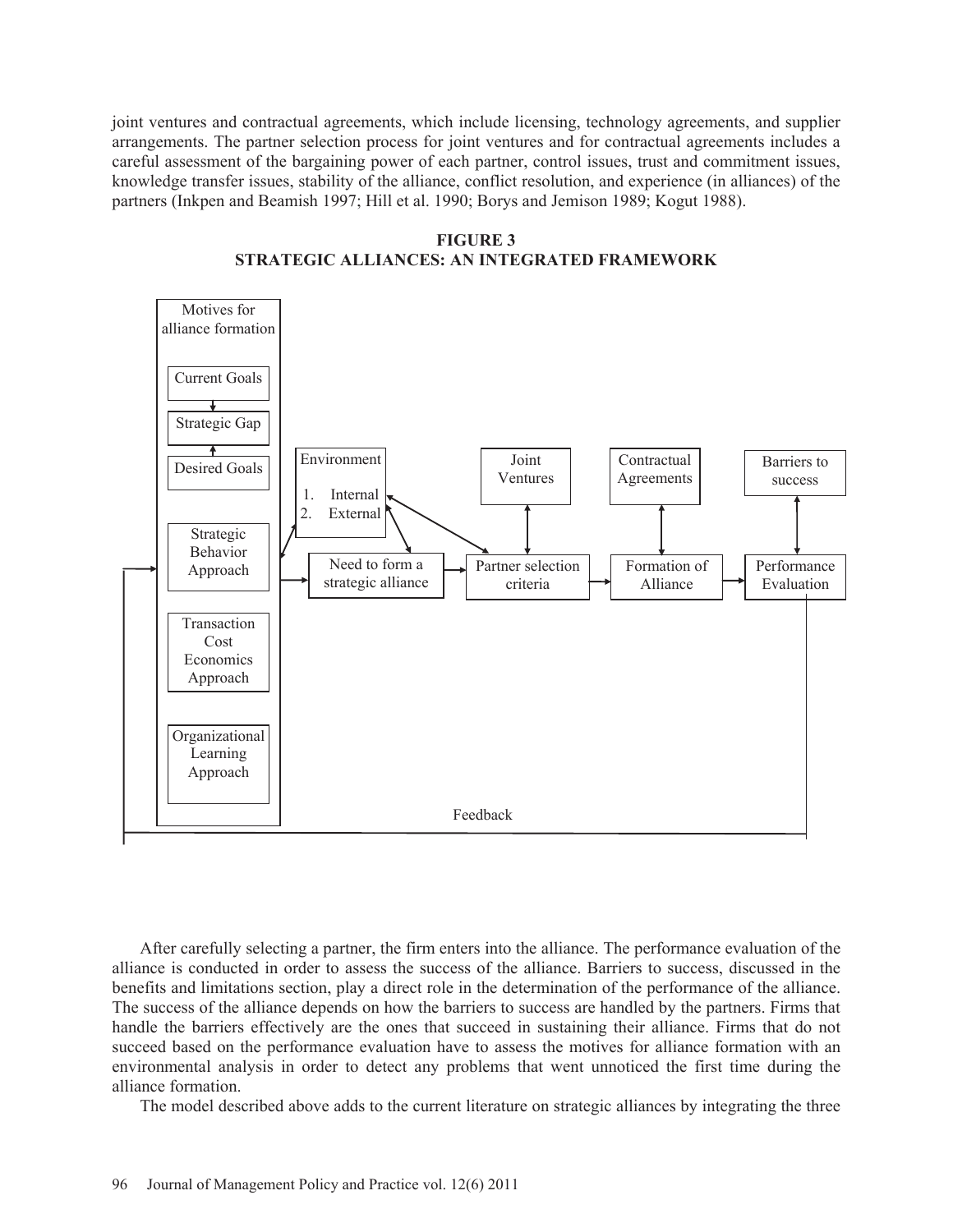joint ventures and contractual agreements, which include licensing, technology agreements, and supplier arrangements. The partner selection process for joint ventures and for contractual agreements includes a careful assessment of the bargaining power of each partner, control issues, trust and commitment issues, knowledge transfer issues, stability of the alliance, conflict resolution, and experience (in alliances) of the partners (Inkpen and Beamish 1997; Hill et al. 1990; Borys and Jemison 1989; Kogut 1988).

**FIGURE 3**
**STRATEGIC ALLIANCES: AN INTEGRATED FRAMEWORK**

Motives for alliance formation

Current Goals

Strategic Gap

Desired Goals

Strategic Behavior Approach

Transaction Cost Economics Approach

Organizational Learning Approach

Environment

1. Internal
2. External

Need to form a strategic alliance

Joint Ventures

Partner selection criteria

Contractual Agreements

Formation of Alliance

Barriers to success

Performance Evaluation

Feedback

After carefully selecting a partner, the firm enters into the alliance. The performance evaluation of the alliance is conducted in order to assess the success of the alliance. Barriers to success, discussed in the benefits and limitations section, play a direct role in the determination of the performance of the alliance. The success of the alliance depends on how the barriers to success are handled by the partners. Firms that handle the barriers effectively are the ones that succeed in sustaining their alliance. Firms that do not succeed based on the performance evaluation have to assess the motives for alliance formation with an environmental analysis in order to detect any problems that went unnoticed the first time during the alliance formation.

The model described above adds to the current literature on strategic alliances by integrating the three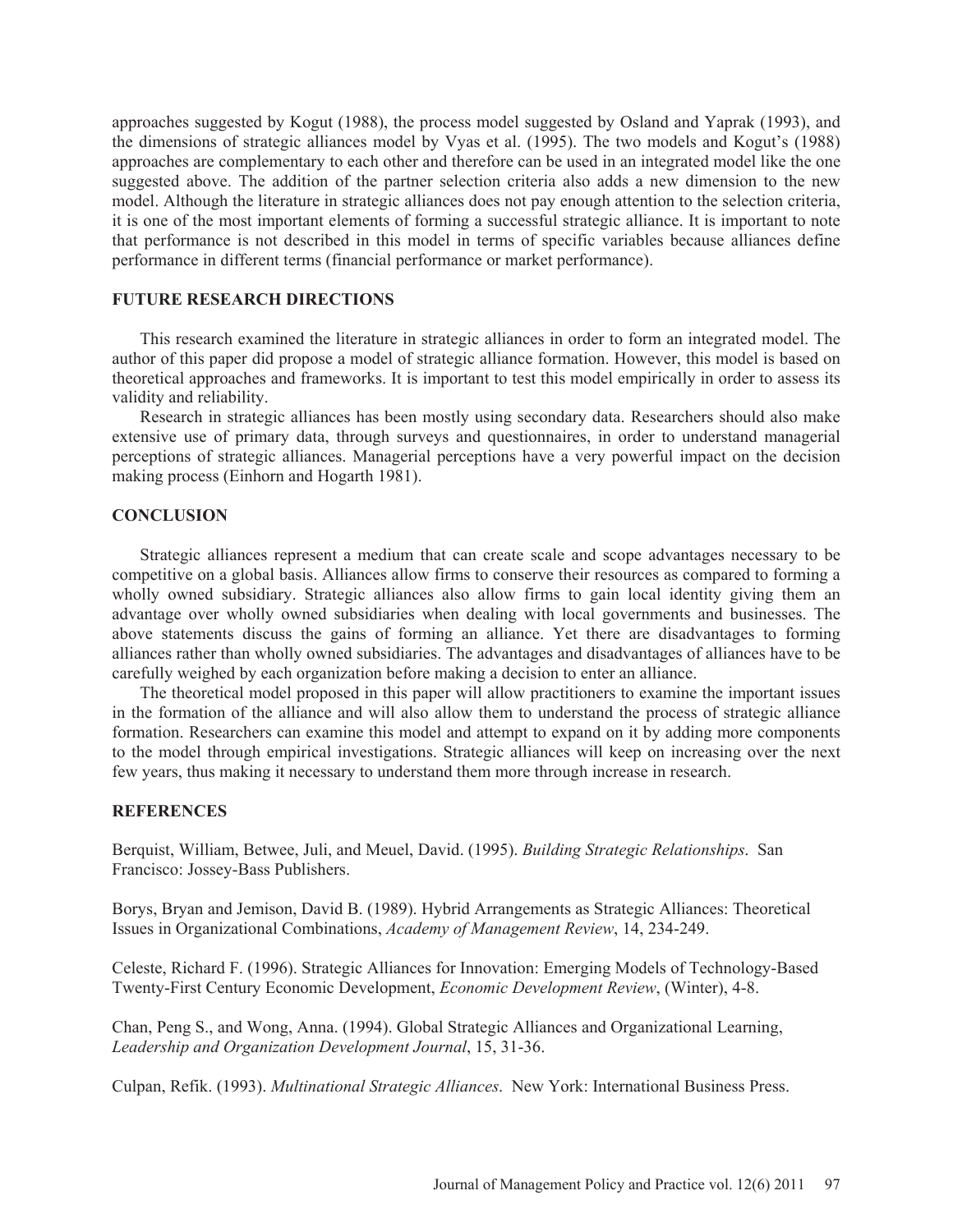approaches suggested by Kogut (1988), the process model suggested by Osland and Yaprak (1993), and the dimensions of strategic alliances model by Vyas et al. (1995). The two models and Kogut's (1988) approaches are complementary to each other and therefore can be used in an integrated model like the one suggested above. The addition of the partner selection criteria also adds a new dimension to the new model. Although the literature in strategic alliances does not pay enough attention to the selection criteria, it is one of the most important elements of forming a successful strategic alliance. It is important to note that performance is not described in this model in terms of specific variables because alliances define performance in different terms (financial performance or market performance).

## FUTURE RESEARCH DIRECTIONS

This research examined the literature in strategic alliances in order to form an integrated model. The author of this paper did propose a model of strategic alliance formation. However, this model is based on theoretical approaches and frameworks. It is important to test this model empirically in order to assess its validity and reliability.

Research in strategic alliances has been mostly using secondary data. Researchers should also make extensive use of primary data, through surveys and questionnaires, in order to understand managerial perceptions of strategic alliances. Managerial perceptions have a very powerful impact on the decision making process (Einhorn and Hogarth 1981).

## CONCLUSION

Strategic alliances represent a medium that can create scale and scope advantages necessary to be competitive on a global basis. Alliances allow firms to conserve their resources as compared to forming a wholly owned subsidiary. Strategic alliances also allow firms to gain local identity giving them an advantage over wholly owned subsidiaries when dealing with local governments and businesses. The above statements discuss the gains of forming an alliance. Yet there are disadvantages to forming alliances rather than wholly owned subsidiaries. The advantages and disadvantages of alliances have to be carefully weighed by each organization before making a decision to enter an alliance.

The theoretical model proposed in this paper will allow practitioners to examine the important issues in the formation of the alliance and will also allow them to understand the process of strategic alliance formation. Researchers can examine this model and attempt to expand on it by adding more components to the model through empirical investigations. Strategic alliances will keep on increasing over the next few years, thus making it necessary to understand them more through increase in research.

## REFERENCES

Berquist, William, Betwee, Juli, and Meuel, David. (1995). *Building Strategic Relationships*. San Francisco: Jossey-Bass Publishers.

Borys, Bryan and Jemison, David B. (1989). Hybrid Arrangements as Strategic Alliances: Theoretical Issues in Organizational Combinations, *Academy of Management Review*, 14, 234-249.

Celeste, Richard F. (1996). Strategic Alliances for Innovation: Emerging Models of Technology-Based Twenty-First Century Economic Development, *Economic Development Review*, (Winter), 4-8.

Chan, Peng S., and Wong, Anna. (1994). Global Strategic Alliances and Organizational Learning, *Leadership and Organization Development Journal*, 15, 31-36.

Culpan, Refik. (1993). *Multinational Strategic Alliances*. New York: International Business Press.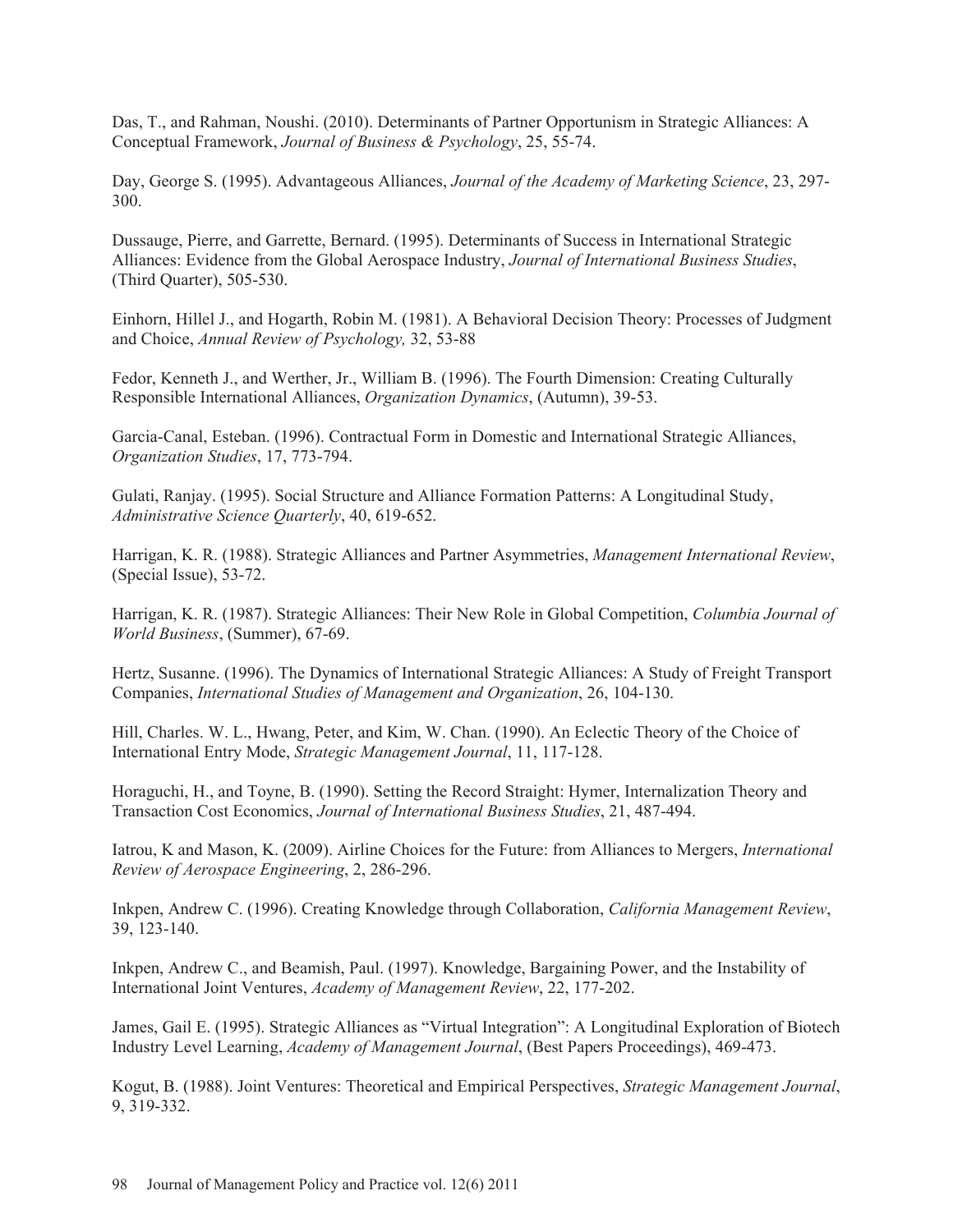Das, T., and Rahman, Noushi. (2010). Determinants of Partner Opportunism in Strategic Alliances: A Conceptual Framework, *Journal of Business & Psychology*, 25, 55-74.

Day, George S. (1995). Advantageous Alliances, *Journal of the Academy of Marketing Science*, 23, 297-300.

Dussauge, Pierre, and Garrette, Bernard. (1995). Determinants of Success in International Strategic Alliances: Evidence from the Global Aerospace Industry, *Journal of International Business Studies*, (Third Quarter), 505-530.

Einhorn, Hillel J., and Hogarth, Robin M. (1981). A Behavioral Decision Theory: Processes of Judgment and Choice, *Annual Review of Psychology,* 32, 53-88

Fedor, Kenneth J., and Werther, Jr., William B. (1996). The Fourth Dimension: Creating Culturally Responsible International Alliances, *Organization Dynamics*, (Autumn), 39-53.

Garcia-Canal, Esteban. (1996). Contractual Form in Domestic and International Strategic Alliances, *Organization Studies*, 17, 773-794.

Gulati, Ranjay. (1995). Social Structure and Alliance Formation Patterns: A Longitudinal Study, *Administrative Science Quarterly*, 40, 619-652.

Harrigan, K. R. (1988). Strategic Alliances and Partner Asymmetries, *Management International Review*, (Special Issue), 53-72.

Harrigan, K. R. (1987). Strategic Alliances: Their New Role in Global Competition, *Columbia Journal of World Business*, (Summer), 67-69.

Hertz, Susanne. (1996). The Dynamics of International Strategic Alliances: A Study of Freight Transport Companies, *International Studies of Management and Organization*, 26, 104-130.

Hill, Charles. W. L., Hwang, Peter, and Kim, W. Chan. (1990). An Eclectic Theory of the Choice of International Entry Mode, *Strategic Management Journal*, 11, 117-128.

Horaguchi, H., and Toyne, B. (1990). Setting the Record Straight: Hymer, Internalization Theory and Transaction Cost Economics, *Journal of International Business Studies*, 21, 487-494.

Iatrou, K and Mason, K. (2009). Airline Choices for the Future: from Alliances to Mergers, *International Review of Aerospace Engineering*, 2, 286-296.

Inkpen, Andrew C. (1996). Creating Knowledge through Collaboration, *California Management Review*, 39, 123-140.

Inkpen, Andrew C., and Beamish, Paul. (1997). Knowledge, Bargaining Power, and the Instability of International Joint Ventures, *Academy of Management Review*, 22, 177-202.

James, Gail E. (1995). Strategic Alliances as "Virtual Integration": A Longitudinal Exploration of Biotech Industry Level Learning, *Academy of Management Journal*, (Best Papers Proceedings), 469-473.

Kogut, B. (1988). Joint Ventures: Theoretical and Empirical Perspectives, *Strategic Management Journal*, 9, 319-332.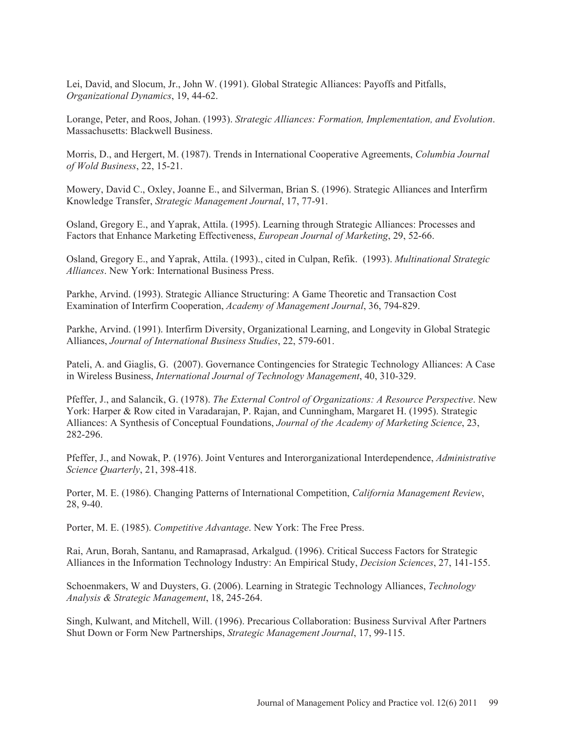Lei, David, and Slocum, Jr., John W. (1991). Global Strategic Alliances: Payoffs and Pitfalls, *Organizational Dynamics*, 19, 44-62.

Lorange, Peter, and Roos, Johan. (1993). *Strategic Alliances: Formation, Implementation, and Evolution*. Massachusetts: Blackwell Business.

Morris, D., and Hergert, M. (1987). Trends in International Cooperative Agreements, *Columbia Journal of Wold Business*, 22, 15-21.

Mowery, David C., Oxley, Joanne E., and Silverman, Brian S. (1996). Strategic Alliances and Interfirm Knowledge Transfer, *Strategic Management Journal*, 17, 77-91.

Osland, Gregory E., and Yaprak, Attila. (1995). Learning through Strategic Alliances: Processes and Factors that Enhance Marketing Effectiveness, *European Journal of Marketing*, 29, 52-66.

Osland, Gregory E., and Yaprak, Attila. (1993)., cited in Culpan, Refik. (1993). *Multinational Strategic Alliances*. New York: International Business Press.

Parkhe, Arvind. (1993). Strategic Alliance Structuring: A Game Theoretic and Transaction Cost Examination of Interfirm Cooperation, *Academy of Management Journal*, 36, 794-829.

Parkhe, Arvind. (1991). Interfirm Diversity, Organizational Learning, and Longevity in Global Strategic Alliances, *Journal of International Business Studies*, 22, 579-601.

Pateli, A. and Giaglis, G. (2007). Governance Contingencies for Strategic Technology Alliances: A Case in Wireless Business, *International Journal of Technology Management*, 40, 310-329.

Pfeffer, J., and Salancik, G. (1978). *The External Control of Organizations: A Resource Perspective*. New York: Harper & Row cited in Varadarajan, P. Rajan, and Cunningham, Margaret H. (1995). Strategic Alliances: A Synthesis of Conceptual Foundations, *Journal of the Academy of Marketing Science*, 23, 282-296.

Pfeffer, J., and Nowak, P. (1976). Joint Ventures and Interorganizational Interdependence, *Administrative Science Quarterly*, 21, 398-418.

Porter, M. E. (1986). Changing Patterns of International Competition, *California Management Review*, 28, 9-40.

Porter, M. E. (1985). *Competitive Advantage*. New York: The Free Press.

Rai, Arun, Borah, Santanu, and Ramaprasad, Arkalgud. (1996). Critical Success Factors for Strategic Alliances in the Information Technology Industry: An Empirical Study, *Decision Sciences*, 27, 141-155.

Schoenmakers, W and Duysters, G. (2006). Learning in Strategic Technology Alliances, *Technology Analysis & Strategic Management*, 18, 245-264.

Singh, Kulwant, and Mitchell, Will. (1996). Precarious Collaboration: Business Survival After Partners Shut Down or Form New Partnerships, *Strategic Management Journal*, 17, 99-115.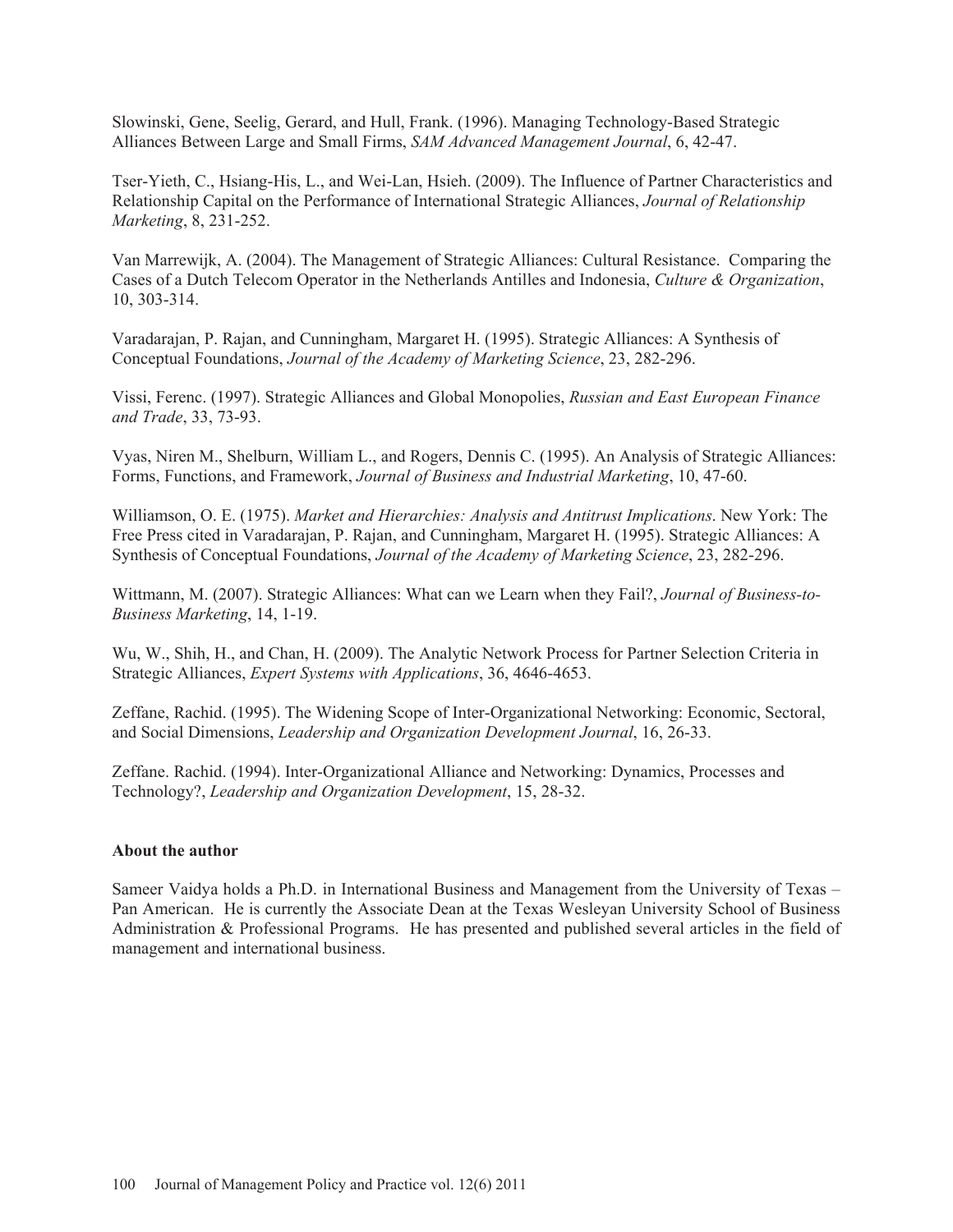Slowinski, Gene, Seelig, Gerard, and Hull, Frank. (1996). Managing Technology-Based Strategic Alliances Between Large and Small Firms, *SAM Advanced Management Journal*, 6, 42-47.

Tser-Yieth, C., Hsiang-His, L., and Wei-Lan, Hsieh. (2009). The Influence of Partner Characteristics and Relationship Capital on the Performance of International Strategic Alliances, *Journal of Relationship Marketing*, 8, 231-252.

Van Marrewijk, A. (2004). The Management of Strategic Alliances: Cultural Resistance. Comparing the Cases of a Dutch Telecom Operator in the Netherlands Antilles and Indonesia, *Culture & Organization*, 10, 303-314.

Varadarajan, P. Rajan, and Cunningham, Margaret H. (1995). Strategic Alliances: A Synthesis of Conceptual Foundations, *Journal of the Academy of Marketing Science*, 23, 282-296.

Vissi, Ferenc. (1997). Strategic Alliances and Global Monopolies, *Russian and East European Finance and Trade*, 33, 73-93.

Vyas, Niren M., Shelburn, William L., and Rogers, Dennis C. (1995). An Analysis of Strategic Alliances: Forms, Functions, and Framework, *Journal of Business and Industrial Marketing*, 10, 47-60.

Williamson, O. E. (1975). *Market and Hierarchies: Analysis and Antitrust Implications*. New York: The Free Press cited in Varadarajan, P. Rajan, and Cunningham, Margaret H. (1995). Strategic Alliances: A Synthesis of Conceptual Foundations, *Journal of the Academy of Marketing Science*, 23, 282-296.

Wittmann, M. (2007). Strategic Alliances: What can we Learn when they Fail?, *Journal of Business-to-Business Marketing*, 14, 1-19.

Wu, W., Shih, H., and Chan, H. (2009). The Analytic Network Process for Partner Selection Criteria in Strategic Alliances, *Expert Systems with Applications*, 36, 4646-4653.

Zeffane, Rachid. (1995). The Widening Scope of Inter-Organizational Networking: Economic, Sectoral, and Social Dimensions, *Leadership and Organization Development Journal*, 16, 26-33.

Zeffane. Rachid. (1994). Inter-Organizational Alliance and Networking: Dynamics, Processes and Technology?, *Leadership and Organization Development*, 15, 28-32.

**About the author**

Sameer Vaidya holds a Ph.D. in International Business and Management from the University of Texas – Pan American. He is currently the Associate Dean at the Texas Wesleyan University School of Business Administration & Professional Programs. He has presented and published several articles in the field of management and international business.